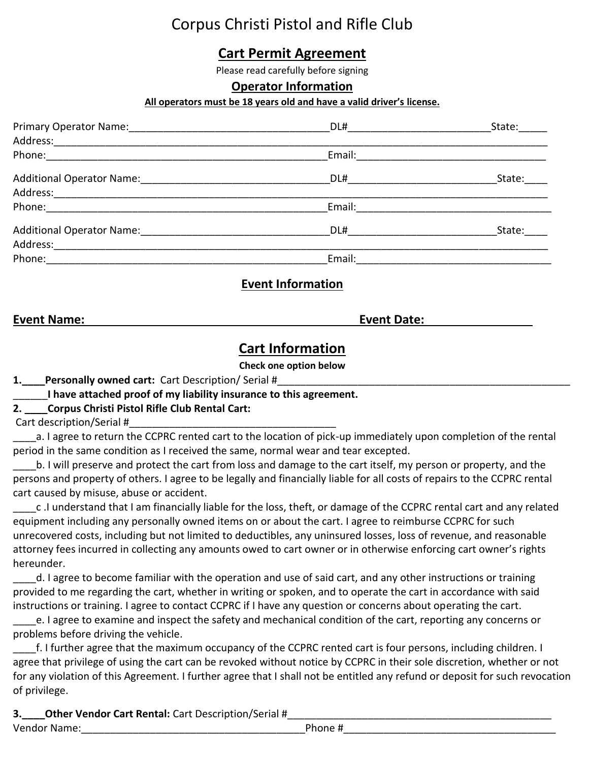# Corpus Christi Pistol and Rifle Club

## Cart Permit Agreement

Please read carefully before signing

### Operator Information

**All operators must be 18 years old and have a valid driver's license.**

Primary Operator Name:___________________________________DL#_________________________State:_____
Address:_____________________________________________________________________________________
Phone:________________________________________________Email:__________________________________

Additional Operator Name:________________________________DL#_________________________State:____
Address:_____________________________________________________________________________________
Phone:________________________________________________Email:__________________________________

Additional Operator Name:________________________________DL#_________________________State:____
Address:_____________________________________________________________________________________
Phone:________________________________________________Email:__________________________________

### Event Information

**Event Name:** _________________________________________ **Event Date:** _________________

### Cart Information

**Check one option below**

**1.____Personally owned cart:** Cart Description/ Serial #_____________________________________________________

**______I have attached proof of my liability insurance to this agreement.**

**2. ____Corpus Christi Pistol Rifle Club Rental Cart:**

Cart description/Serial #____________________________________

____a. I agree to return the CCPRC rented cart to the location of pick-up immediately upon completion of the rental period in the same condition as I received the same, normal wear and tear excepted.

____b. I will preserve and protect the cart from loss and damage to the cart itself, my person or property, and the persons and property of others. I agree to be legally and financially liable for all costs of repairs to the CCPRC rental cart caused by misuse, abuse or accident.

____c .I understand that I am financially liable for the loss, theft, or damage of the CCPRC rental cart and any related equipment including any personally owned items on or about the cart. I agree to reimburse CCPRC for such unrecovered costs, including but not limited to deductibles, any uninsured losses, loss of revenue, and reasonable attorney fees incurred in collecting any amounts owed to cart owner or in otherwise enforcing cart owner's rights hereunder.

____d. I agree to become familiar with the operation and use of said cart, and any other instructions or training provided to me regarding the cart, whether in writing or spoken, and to operate the cart in accordance with said instructions or training. I agree to contact CCPRC if I have any question or concerns about operating the cart.

____e. I agree to examine and inspect the safety and mechanical condition of the cart, reporting any concerns or problems before driving the vehicle.

____f. I further agree that the maximum occupancy of the CCPRC rented cart is four persons, including children. I agree that privilege of using the cart can be revoked without notice by CCPRC in their sole discretion, whether or not for any violation of this Agreement. I further agree that I shall not be entitled any refund or deposit for such revocation of privilege.

**3.____Other Vendor Cart Rental:** Cart Description/Serial #_______________________________________________

Vendor Name:_________________________________________Phone #______________________________________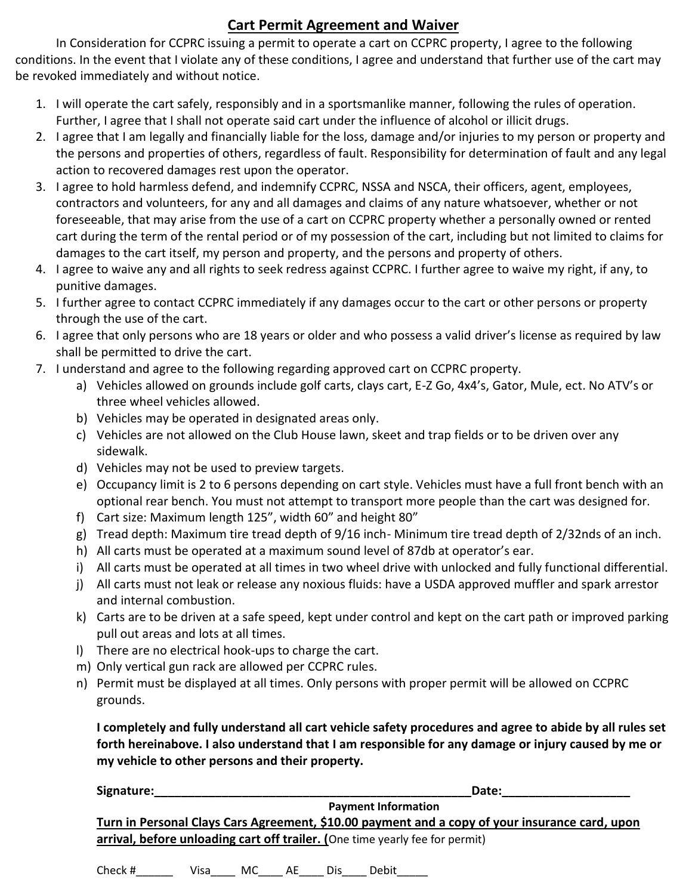## Cart Permit Agreement and Waiver

In Consideration for CCPRC issuing a permit to operate a cart on CCPRC property, I agree to the following conditions. In the event that I violate any of these conditions, I agree and understand that further use of the cart may be revoked immediately and without notice.

1. I will operate the cart safely, responsibly and in a sportsmanlike manner, following the rules of operation. Further, I agree that I shall not operate said cart under the influence of alcohol or illicit drugs.
2. I agree that I am legally and financially liable for the loss, damage and/or injuries to my person or property and the persons and properties of others, regardless of fault. Responsibility for determination of fault and any legal action to recovered damages rest upon the operator.
3. I agree to hold harmless defend, and indemnify CCPRC, NSSA and NSCA, their officers, agent, employees, contractors and volunteers, for any and all damages and claims of any nature whatsoever, whether or not foreseeable, that may arise from the use of a cart on CCPRC property whether a personally owned or rented cart during the term of the rental period or of my possession of the cart, including but not limited to claims for damages to the cart itself, my person and property, and the persons and property of others.
4. I agree to waive any and all rights to seek redress against CCPRC. I further agree to waive my right, if any, to punitive damages.
5. I further agree to contact CCPRC immediately if any damages occur to the cart or other persons or property through the use of the cart.
6. I agree that only persons who are 18 years or older and who possess a valid driver's license as required by law shall be permitted to drive the cart.
7. I understand and agree to the following regarding approved cart on CCPRC property.
   a) Vehicles allowed on grounds include golf carts, clays cart, E-Z Go, 4x4's, Gator, Mule, ect. No ATV's or three wheel vehicles allowed.
   b) Vehicles may be operated in designated areas only.
   c) Vehicles are not allowed on the Club House lawn, skeet and trap fields or to be driven over any sidewalk.
   d) Vehicles may not be used to preview targets.
   e) Occupancy limit is 2 to 6 persons depending on cart style. Vehicles must have a full front bench with an optional rear bench. You must not attempt to transport more people than the cart was designed for.
   f) Cart size: Maximum length 125", width 60" and height 80"
   g) Tread depth: Maximum tire tread depth of 9/16 inch- Minimum tire tread depth of 2/32nds of an inch.
   h) All carts must be operated at a maximum sound level of 87db at operator's ear.
   i) All carts must be operated at all times in two wheel drive with unlocked and fully functional differential.
   j) All carts must not leak or release any noxious fluids: have a USDA approved muffler and spark arrestor and internal combustion.
   k) Carts are to be driven at a safe speed, kept under control and kept on the cart path or improved parking pull out areas and lots at all times.
   l) There are no electrical hook-ups to charge the cart.
   m) Only vertical gun rack are allowed per CCPRC rules.
   n) Permit must be displayed at all times. Only persons with proper permit will be allowed on CCPRC grounds.

**I completely and fully understand all cart vehicle safety procedures and agree to abide by all rules set forth hereinabove. I also understand that I am responsible for any damage or injury caused by me or my vehicle to other persons and their property.**

**Signature:_______________________________________________Date:___________________**

**Payment Information**

**Turn in Personal Clays Cars Agreement, $10.00 payment and a copy of your insurance card, upon arrival, before unloading cart off trailer.** (One time yearly fee for permit)

Check #______ Visa____ MC____ AE____ Dis____ Debit_____